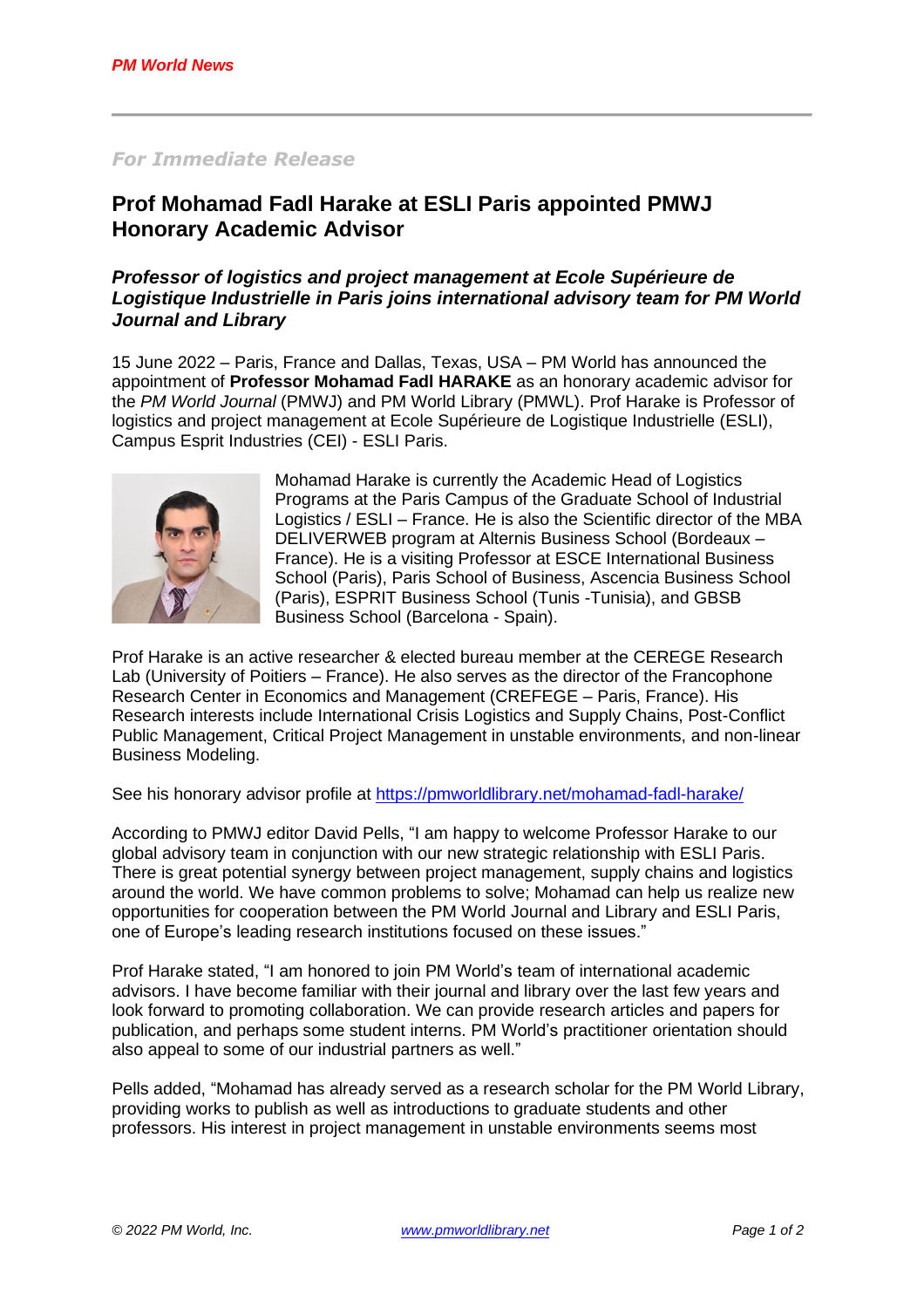*PM World News*

---

***For Immediate Release***

# Prof Mohamad Fadl Harake at ESLI Paris appointed PMWJ Honorary Academic Advisor

## *Professor of logistics and project management at Ecole Supérieure de Logistique Industrielle in Paris joins international advisory team for PM World Journal and Library*

15 June 2022 – Paris, France and Dallas, Texas, USA – PM World has announced the appointment of **Professor Mohamad Fadl HARAKE** as an honorary academic advisor for the *PM World Journal* (PMWJ) and PM World Library (PMWL). Prof Harake is Professor of logistics and project management at Ecole Supérieure de Logistique Industrielle (ESLI), Campus Esprit Industries (CEI) - ESLI Paris.

Mohamad Harake is currently the Academic Head of Logistics Programs at the Paris Campus of the Graduate School of Industrial Logistics / ESLI – France. He is also the Scientific director of the MBA DELIVERWEB program at Alternis Business School (Bordeaux – France). He is a visiting Professor at ESCE International Business School (Paris), Paris School of Business, Ascencia Business School (Paris), ESPRIT Business School (Tunis -Tunisia), and GBSB Business School (Barcelona - Spain).

Prof Harake is an active researcher & elected bureau member at the CEREGE Research Lab (University of Poitiers – France). He also serves as the director of the Francophone Research Center in Economics and Management (CREFEGE – Paris, France). His Research interests include International Crisis Logistics and Supply Chains, Post-Conflict Public Management, Critical Project Management in unstable environments, and non-linear Business Modeling.

See his honorary advisor profile at https://pmworldlibrary.net/mohamad-fadl-harake/

According to PMWJ editor David Pells, "I am happy to welcome Professor Harake to our global advisory team in conjunction with our new strategic relationship with ESLI Paris. There is great potential synergy between project management, supply chains and logistics around the world. We have common problems to solve; Mohamad can help us realize new opportunities for cooperation between the PM World Journal and Library and ESLI Paris, one of Europe's leading research institutions focused on these issues."

Prof Harake stated, "I am honored to join PM World's team of international academic advisors. I have become familiar with their journal and library over the last few years and look forward to promoting collaboration. We can provide research articles and papers for publication, and perhaps some student interns. PM World's practitioner orientation should also appeal to some of our industrial partners as well."

Pells added, "Mohamad has already served as a research scholar for the PM World Library, providing works to publish as well as introductions to graduate students and other professors. His interest in project management in unstable environments seems most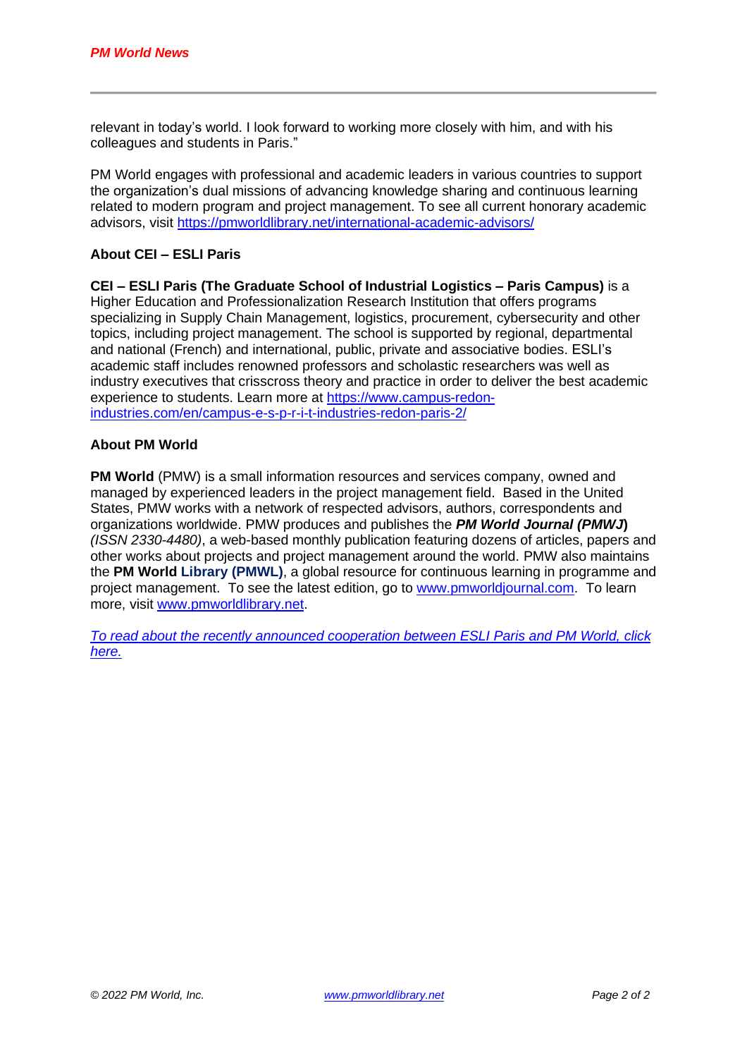relevant in today's world. I look forward to working more closely with him, and with his colleagues and students in Paris."

PM World engages with professional and academic leaders in various countries to support the organization's dual missions of advancing knowledge sharing and continuous learning related to modern program and project management. To see all current honorary academic advisors, visit https://pmworldlibrary.net/international-academic-advisors/

### About CEI – ESLI Paris

**CEI – ESLI Paris (The Graduate School of Industrial Logistics – Paris Campus)** is a Higher Education and Professionalization Research Institution that offers programs specializing in Supply Chain Management, logistics, procurement, cybersecurity and other topics, including project management. The school is supported by regional, departmental and national (French) and international, public, private and associative bodies. ESLI's academic staff includes renowned professors and scholastic researchers was well as industry executives that crisscross theory and practice in order to deliver the best academic experience to students. Learn more at https://www.campus-redon-industries.com/en/campus-e-s-p-r-i-t-industries-redon-paris-2/

### About PM World

**PM World** (PMW) is a small information resources and services company, owned and managed by experienced leaders in the project management field. Based in the United States, PMW works with a network of respected advisors, authors, correspondents and organizations worldwide. PMW produces and publishes the ***PM World Journal (PMWJ)*** *(ISSN 2330-4480)*, a web-based monthly publication featuring dozens of articles, papers and other works about projects and project management around the world. PMW also maintains the **PM World Library (PMWL)**, a global resource for continuous learning in programme and project management. To see the latest edition, go to www.pmworldjournal.com. To learn more, visit www.pmworldlibrary.net.

*To read about the recently announced cooperation between ESLI Paris and PM World, click here.*